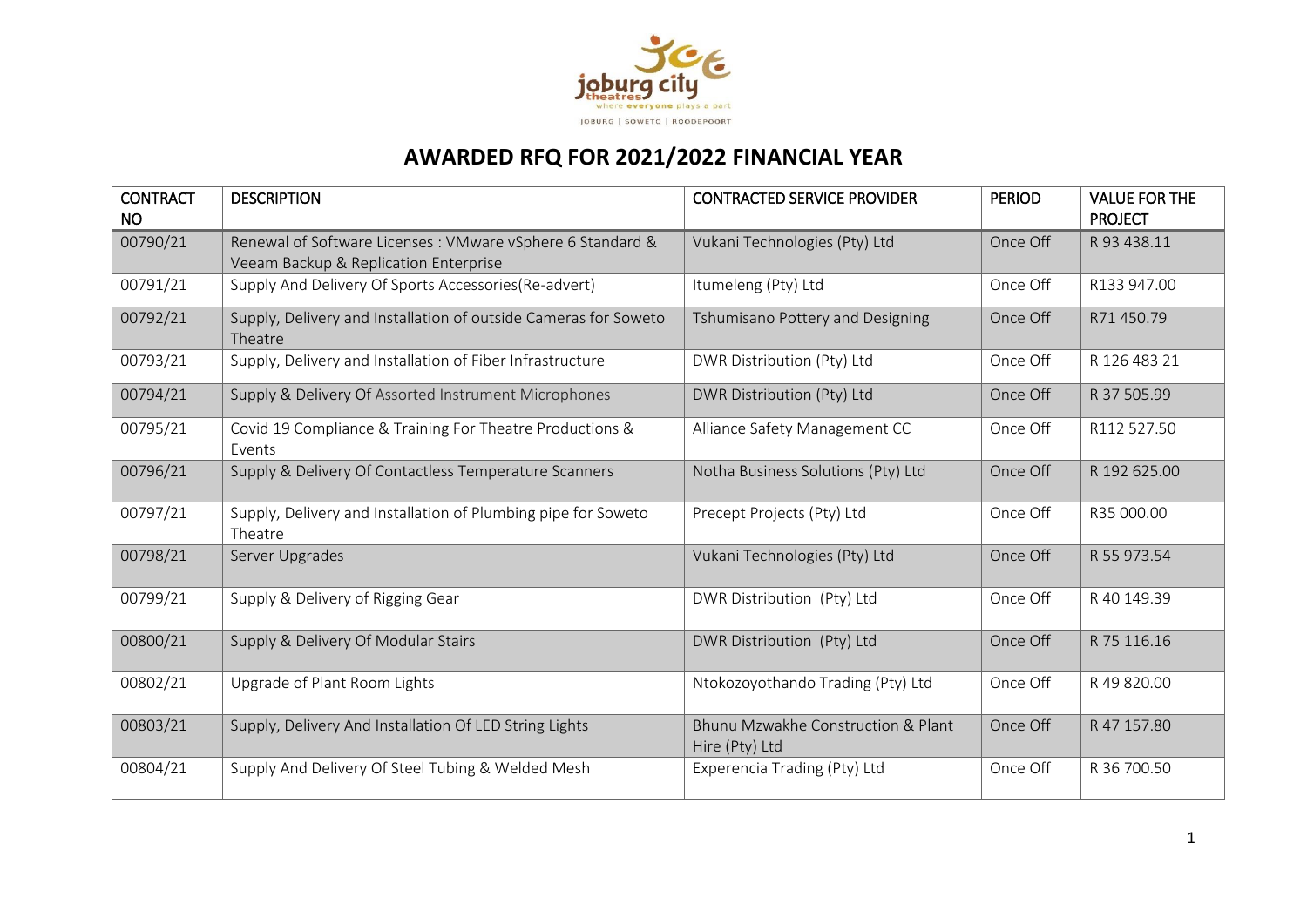# AWARDED RFQ FOR 2021/2022 FINANCIAL YEAR

| CONTRACT NO | DESCRIPTION | CONTRACTED SERVICE PROVIDER | PERIOD | VALUE FOR THE PROJECT |
|---|---|---|---|---|
| 00790/21 | Renewal of Software Licenses : VMware vSphere 6 Standard & Veeam Backup & Replication Enterprise | Vukani Technologies (Pty) Ltd | Once Off | R 93 438.11 |
| 00791/21 | Supply And Delivery Of Sports Accessories(Re-advert) | Itumeleng (Pty) Ltd | Once Off | R133 947.00 |
| 00792/21 | Supply, Delivery and Installation of outside Cameras for Soweto Theatre | Tshumisano Pottery and Designing | Once Off | R71 450.79 |
| 00793/21 | Supply, Delivery and Installation of Fiber Infrastructure | DWR Distribution (Pty) Ltd | Once Off | R 126 483 21 |
| 00794/21 | Supply & Delivery Of Assorted Instrument Microphones | DWR Distribution (Pty) Ltd | Once Off | R 37 505.99 |
| 00795/21 | Covid 19 Compliance & Training For Theatre Productions & Events | Alliance Safety Management CC | Once Off | R112 527.50 |
| 00796/21 | Supply & Delivery Of Contactless Temperature Scanners | Notha Business Solutions (Pty) Ltd | Once Off | R 192 625.00 |
| 00797/21 | Supply, Delivery and Installation of Plumbing pipe for Soweto Theatre | Precept Projects (Pty) Ltd | Once Off | R35 000.00 |
| 00798/21 | Server Upgrades | Vukani Technologies (Pty) Ltd | Once Off | R 55 973.54 |
| 00799/21 | Supply & Delivery of Rigging Gear | DWR Distribution (Pty) Ltd | Once Off | R 40 149.39 |
| 00800/21 | Supply & Delivery Of Modular Stairs | DWR Distribution (Pty) Ltd | Once Off | R 75 116.16 |
| 00802/21 | Upgrade of Plant Room Lights | Ntokozoyothando Trading (Pty) Ltd | Once Off | R 49 820.00 |
| 00803/21 | Supply, Delivery And Installation Of LED String Lights | Bhunu Mzwakhe Construction & Plant Hire (Pty) Ltd | Once Off | R 47 157.80 |
| 00804/21 | Supply And Delivery Of Steel Tubing & Welded Mesh | Experencia Trading (Pty) Ltd | Once Off | R 36 700.50 |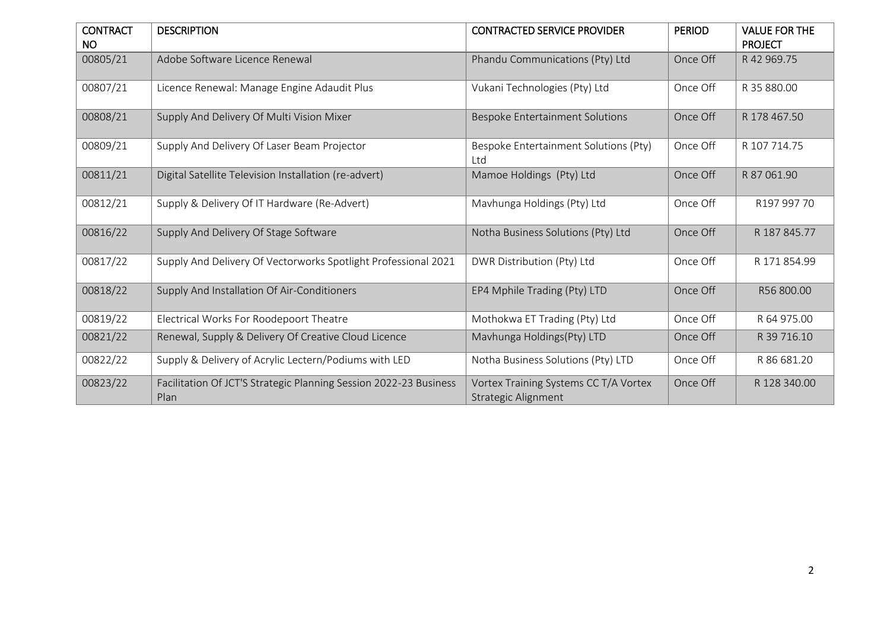| CONTRACT NO | DESCRIPTION | CONTRACTED SERVICE PROVIDER | PERIOD | VALUE FOR THE PROJECT |
|---|---|---|---|---|
| 00805/21 | Adobe Software Licence Renewal | Phandu Communications (Pty) Ltd | Once Off | R 42 969.75 |
| 00807/21 | Licence Renewal: Manage Engine Adaudit Plus | Vukani Technologies (Pty) Ltd | Once Off | R 35 880.00 |
| 00808/21 | Supply And Delivery Of Multi Vision Mixer | Bespoke Entertainment Solutions | Once Off | R 178 467.50 |
| 00809/21 | Supply And Delivery Of Laser Beam Projector | Bespoke Entertainment Solutions (Pty) Ltd | Once Off | R 107 714.75 |
| 00811/21 | Digital Satellite Television Installation (re-advert) | Mamoe Holdings (Pty) Ltd | Once Off | R 87 061.90 |
| 00812/21 | Supply & Delivery Of IT Hardware (Re-Advert) | Mavhunga Holdings (Pty) Ltd | Once Off | R197 997 70 |
| 00816/22 | Supply And Delivery Of Stage Software | Notha Business Solutions (Pty) Ltd | Once Off | R 187 845.77 |
| 00817/22 | Supply And Delivery Of Vectorworks Spotlight Professional 2021 | DWR Distribution (Pty) Ltd | Once Off | R 171 854.99 |
| 00818/22 | Supply And Installation Of Air-Conditioners | EP4 Mphile Trading (Pty) LTD | Once Off | R56 800.00 |
| 00819/22 | Electrical Works For Roodepoort Theatre | Mothokwa ET Trading (Pty) Ltd | Once Off | R 64 975.00 |
| 00821/22 | Renewal, Supply & Delivery Of Creative Cloud Licence | Mavhunga Holdings(Pty) LTD | Once Off | R 39 716.10 |
| 00822/22 | Supply & Delivery of Acrylic Lectern/Podiums with LED | Notha Business Solutions (Pty) LTD | Once Off | R 86 681.20 |
| 00823/22 | Facilitation Of JCT'S Strategic Planning Session 2022-23 Business Plan | Vortex Training Systems CC T/A Vortex Strategic Alignment | Once Off | R 128 340.00 |